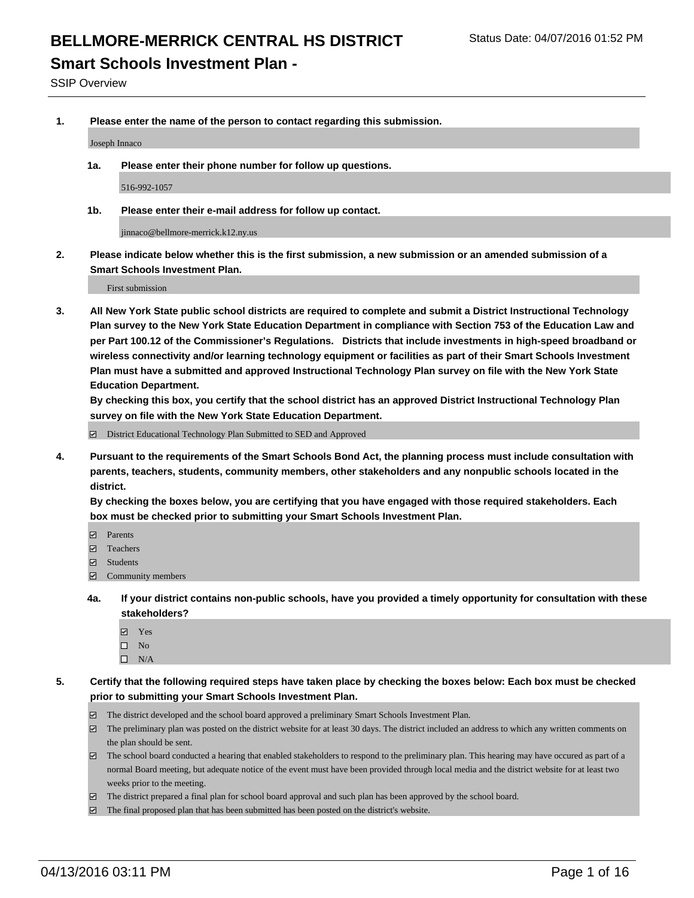# BELLMORE-MERRICK CENTRAL HS DISTRICT

Status Date: 04/07/2016 01:52 PM

## Smart Schools Investment Plan -

SSIP Overview

**1. Please enter the name of the person to contact regarding this submission.**

Joseph Innaco

**1a. Please enter their phone number for follow up questions.**

516-992-1057

**1b. Please enter their e-mail address for follow up contact.**

jinnaco@bellmore-merrick.k12.ny.us

**2. Please indicate below whether this is the first submission, a new submission or an amended submission of a Smart Schools Investment Plan.**

First submission

**3. All New York State public school districts are required to complete and submit a District Instructional Technology Plan survey to the New York State Education Department in compliance with Section 753 of the Education Law and per Part 100.12 of the Commissioner's Regulations. Districts that include investments in high-speed broadband or wireless connectivity and/or learning technology equipment or facilities as part of their Smart Schools Investment Plan must have a submitted and approved Instructional Technology Plan survey on file with the New York State Education Department.**
**By checking this box, you certify that the school district has an approved District Instructional Technology Plan survey on file with the New York State Education Department.**

- [x] District Educational Technology Plan Submitted to SED and Approved

**4. Pursuant to the requirements of the Smart Schools Bond Act, the planning process must include consultation with parents, teachers, students, community members, other stakeholders and any nonpublic schools located in the district.**
**By checking the boxes below, you are certifying that you have engaged with those required stakeholders. Each box must be checked prior to submitting your Smart Schools Investment Plan.**

- [x] Parents
- [x] Teachers
- [x] Students
- [x] Community members

**4a. If your district contains non-public schools, have you provided a timely opportunity for consultation with these stakeholders?**

- [x] Yes
- [ ] No
- [ ] N/A

**5. Certify that the following required steps have taken place by checking the boxes below: Each box must be checked prior to submitting your Smart Schools Investment Plan.**

- [x] The district developed and the school board approved a preliminary Smart Schools Investment Plan.
- [x] The preliminary plan was posted on the district website for at least 30 days. The district included an address to which any written comments on the plan should be sent.
- [x] The school board conducted a hearing that enabled stakeholders to respond to the preliminary plan. This hearing may have occured as part of a normal Board meeting, but adequate notice of the event must have been provided through local media and the district website for at least two weeks prior to the meeting.
- [x] The district prepared a final plan for school board approval and such plan has been approved by the school board.
- [x] The final proposed plan that has been submitted has been posted on the district's website.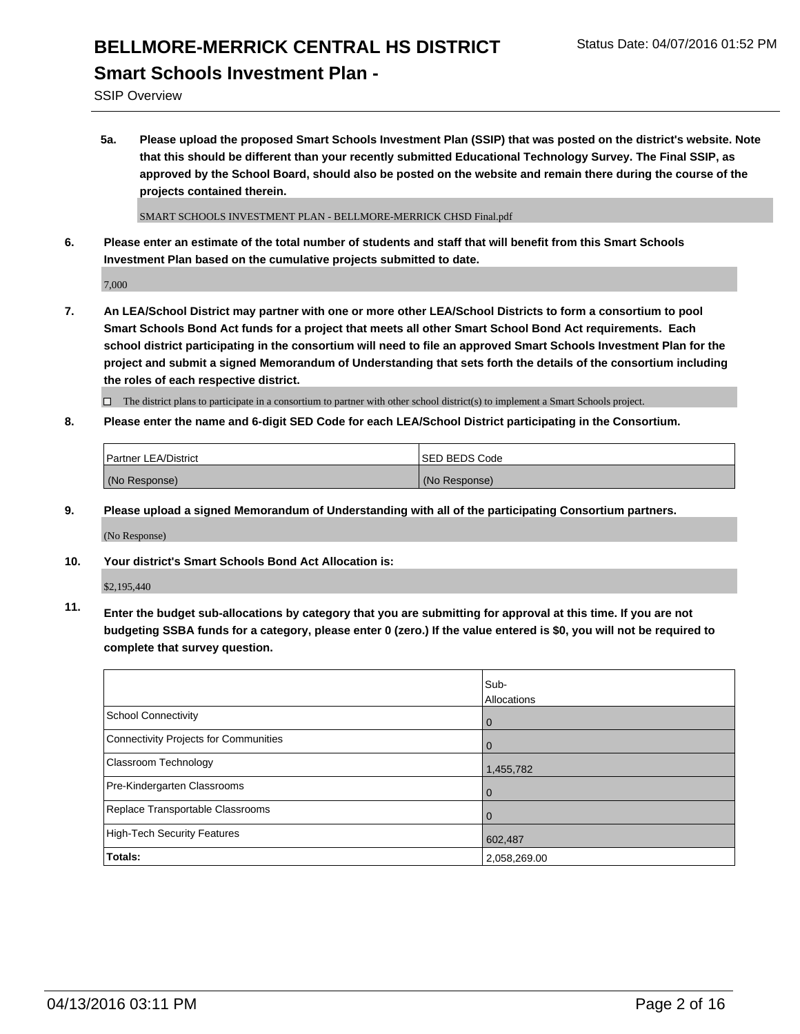# BELLMORE-MERRICK CENTRAL HS DISTRICT

Status Date: 04/07/2016 01:52 PM

## Smart Schools Investment Plan -

SSIP Overview

**5a. Please upload the proposed Smart Schools Investment Plan (SSIP) that was posted on the district's website. Note that this should be different than your recently submitted Educational Technology Survey. The Final SSIP, as approved by the School Board, should also be posted on the website and remain there during the course of the projects contained therein.**

SMART SCHOOLS INVESTMENT PLAN - BELLMORE-MERRICK CHSD Final.pdf

**6. Please enter an estimate of the total number of students and staff that will benefit from this Smart Schools Investment Plan based on the cumulative projects submitted to date.**

7,000

**7. An LEA/School District may partner with one or more other LEA/School Districts to form a consortium to pool Smart Schools Bond Act funds for a project that meets all other Smart School Bond Act requirements. Each school district participating in the consortium will need to file an approved Smart Schools Investment Plan for the project and submit a signed Memorandum of Understanding that sets forth the details of the consortium including the roles of each respective district.**

☐ The district plans to participate in a consortium to partner with other school district(s) to implement a Smart Schools project.

**8. Please enter the name and 6-digit SED Code for each LEA/School District participating in the Consortium.**

| Partner LEA/District | SED BEDS Code |
|---|---|
| (No Response) | (No Response) |

**9. Please upload a signed Memorandum of Understanding with all of the participating Consortium partners.**

(No Response)

**10. Your district's Smart Schools Bond Act Allocation is:**

$2,195,440

**11. Enter the budget sub-allocations by category that you are submitting for approval at this time. If you are not budgeting SSBA funds for a category, please enter 0 (zero.) If the value entered is $0, you will not be required to complete that survey question.**

| | Sub-Allocations |
|---|---|
| School Connectivity | 0 |
| Connectivity Projects for Communities | 0 |
| Classroom Technology | 1,455,782 |
| Pre-Kindergarten Classrooms | 0 |
| Replace Transportable Classrooms | 0 |
| High-Tech Security Features | 602,487 |
| **Totals:** | 2,058,269.00 |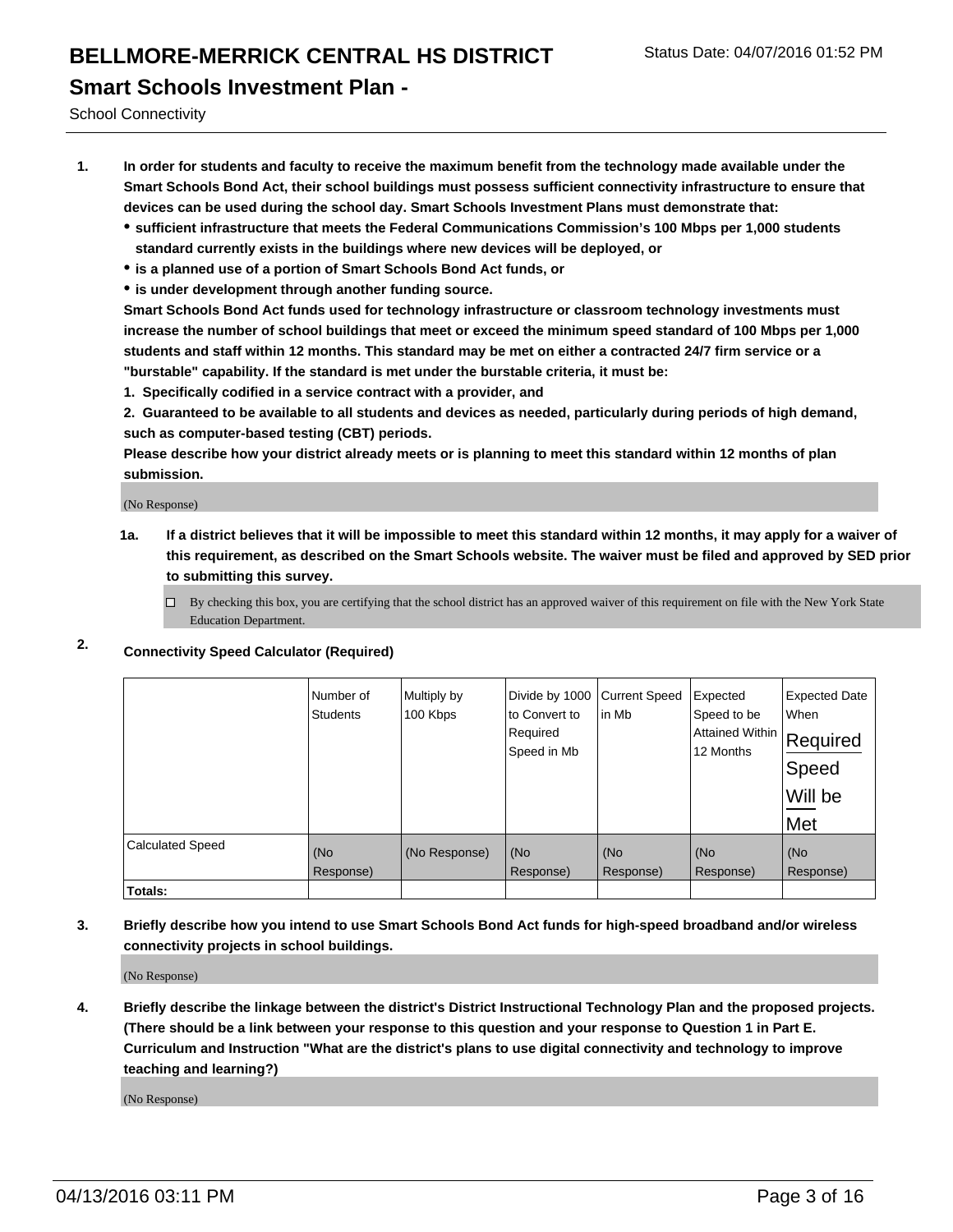# BELLMORE-MERRICK CENTRAL HS DISTRICT

Status Date: 04/07/2016 01:52 PM

## Smart Schools Investment Plan -

School Connectivity

1. **In order for students and faculty to receive the maximum benefit from the technology made available under the Smart Schools Bond Act, their school buildings must possess sufficient connectivity infrastructure to ensure that devices can be used during the school day. Smart Schools Investment Plans must demonstrate that:**
   - **sufficient infrastructure that meets the Federal Communications Commission's 100 Mbps per 1,000 students standard currently exists in the buildings where new devices will be deployed, or**
   - **is a planned use of a portion of Smart Schools Bond Act funds, or**
   - **is under development through another funding source.**

   **Smart Schools Bond Act funds used for technology infrastructure or classroom technology investments must increase the number of school buildings that meet or exceed the minimum speed standard of 100 Mbps per 1,000 students and staff within 12 months. This standard may be met on either a contracted 24/7 firm service or a "burstable" capability. If the standard is met under the burstable criteria, it must be:**

   **1. Specifically codified in a service contract with a provider, and**

   **2. Guaranteed to be available to all students and devices as needed, particularly during periods of high demand, such as computer-based testing (CBT) periods.**

   **Please describe how your district already meets or is planning to meet this standard within 12 months of plan submission.**

   (No Response)

   **1a. If a district believes that it will be impossible to meet this standard within 12 months, it may apply for a waiver of this requirement, as described on the Smart Schools website. The waiver must be filed and approved by SED prior to submitting this survey.**

   ☐ By checking this box, you are certifying that the school district has an approved waiver of this requirement on file with the New York State Education Department.

2. **Connectivity Speed Calculator (Required)**

| | Number of Students | Multiply by 100 Kbps | Divide by 1000 to Convert to Required Speed in Mb | Current Speed in Mb | Expected Speed to be Attained Within 12 Months | Expected Date When Required Speed Will be Met |
|---|---|---|---|---|---|---|
| Calculated Speed | (No Response) | (No Response) | (No Response) | (No Response) | (No Response) | (No Response) |
| **Totals:** | | | | | | |

3. **Briefly describe how you intend to use Smart Schools Bond Act funds for high-speed broadband and/or wireless connectivity projects in school buildings.**

   (No Response)

4. **Briefly describe the linkage between the district's District Instructional Technology Plan and the proposed projects. (There should be a link between your response to this question and your response to Question 1 in Part E. Curriculum and Instruction "What are the district's plans to use digital connectivity and technology to improve teaching and learning?)**

   (No Response)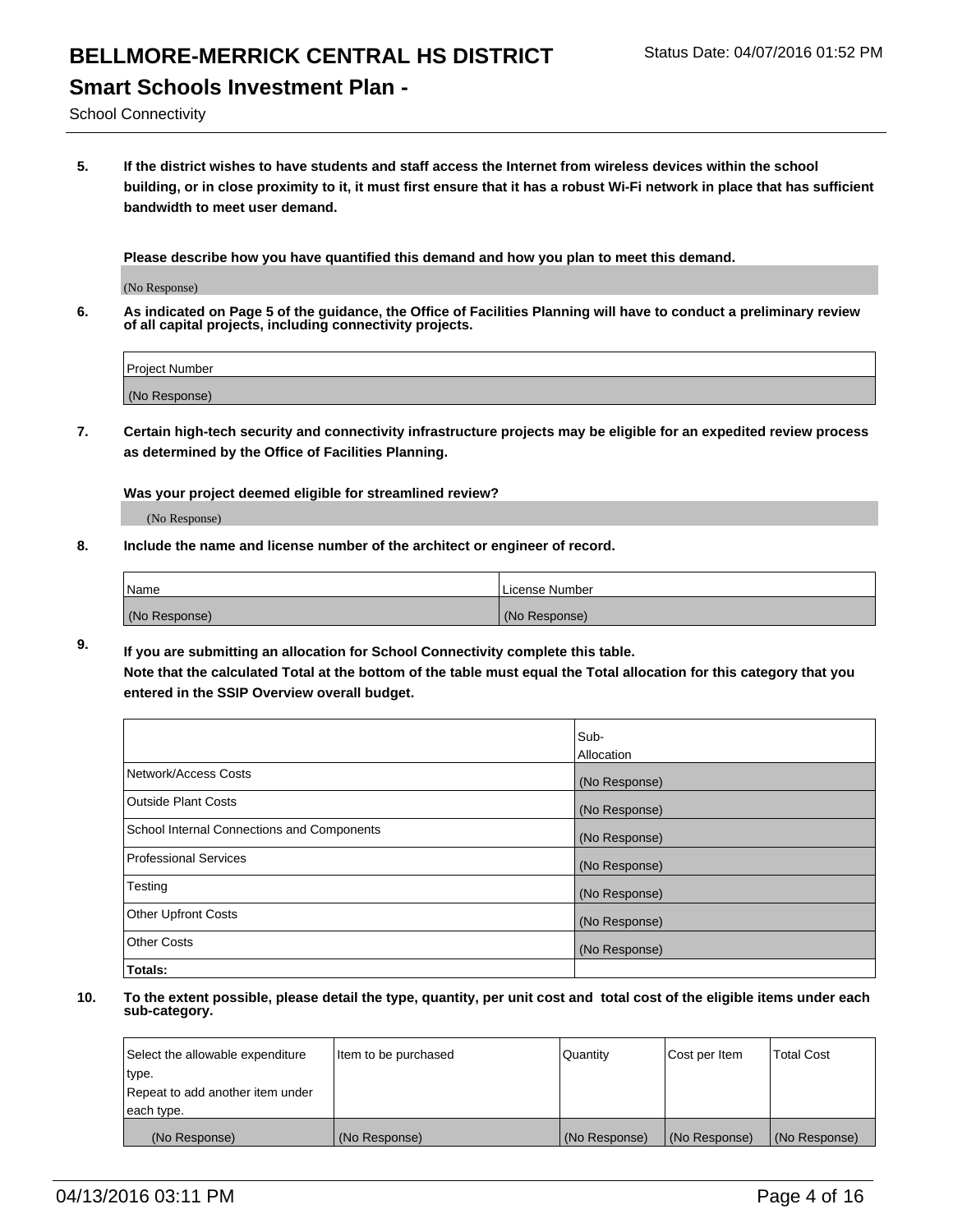# BELLMORE-MERRICK CENTRAL HS DISTRICT

Status Date: 04/07/2016 01:52 PM

## Smart Schools Investment Plan -

School Connectivity

**5. If the district wishes to have students and staff access the Internet from wireless devices within the school building, or in close proximity to it, it must first ensure that it has a robust Wi-Fi network in place that has sufficient bandwidth to meet user demand.**

**Please describe how you have quantified this demand and how you plan to meet this demand.**

(No Response)

**6. As indicated on Page 5 of the guidance, the Office of Facilities Planning will have to conduct a preliminary review of all capital projects, including connectivity projects.**

| Project Number |
|---|
| (No Response) |

**7. Certain high-tech security and connectivity infrastructure projects may be eligible for an expedited review process as determined by the Office of Facilities Planning.**

**Was your project deemed eligible for streamlined review?**

(No Response)

**8. Include the name and license number of the architect or engineer of record.**

| Name | License Number |
|---|---|
| (No Response) | (No Response) |

**9. If you are submitting an allocation for School Connectivity complete this table. Note that the calculated Total at the bottom of the table must equal the Total allocation for this category that you entered in the SSIP Overview overall budget.**

| | Sub-Allocation |
|---|---|
| Network/Access Costs | (No Response) |
| Outside Plant Costs | (No Response) |
| School Internal Connections and Components | (No Response) |
| Professional Services | (No Response) |
| Testing | (No Response) |
| Other Upfront Costs | (No Response) |
| Other Costs | (No Response) |
| **Totals:** | |

**10. To the extent possible, please detail the type, quantity, per unit cost and total cost of the eligible items under each sub-category.**

| Select the allowable expenditure type. Repeat to add another item under each type. | Item to be purchased | Quantity | Cost per Item | Total Cost |
|---|---|---|---|---|
| (No Response) | (No Response) | (No Response) | (No Response) | (No Response) |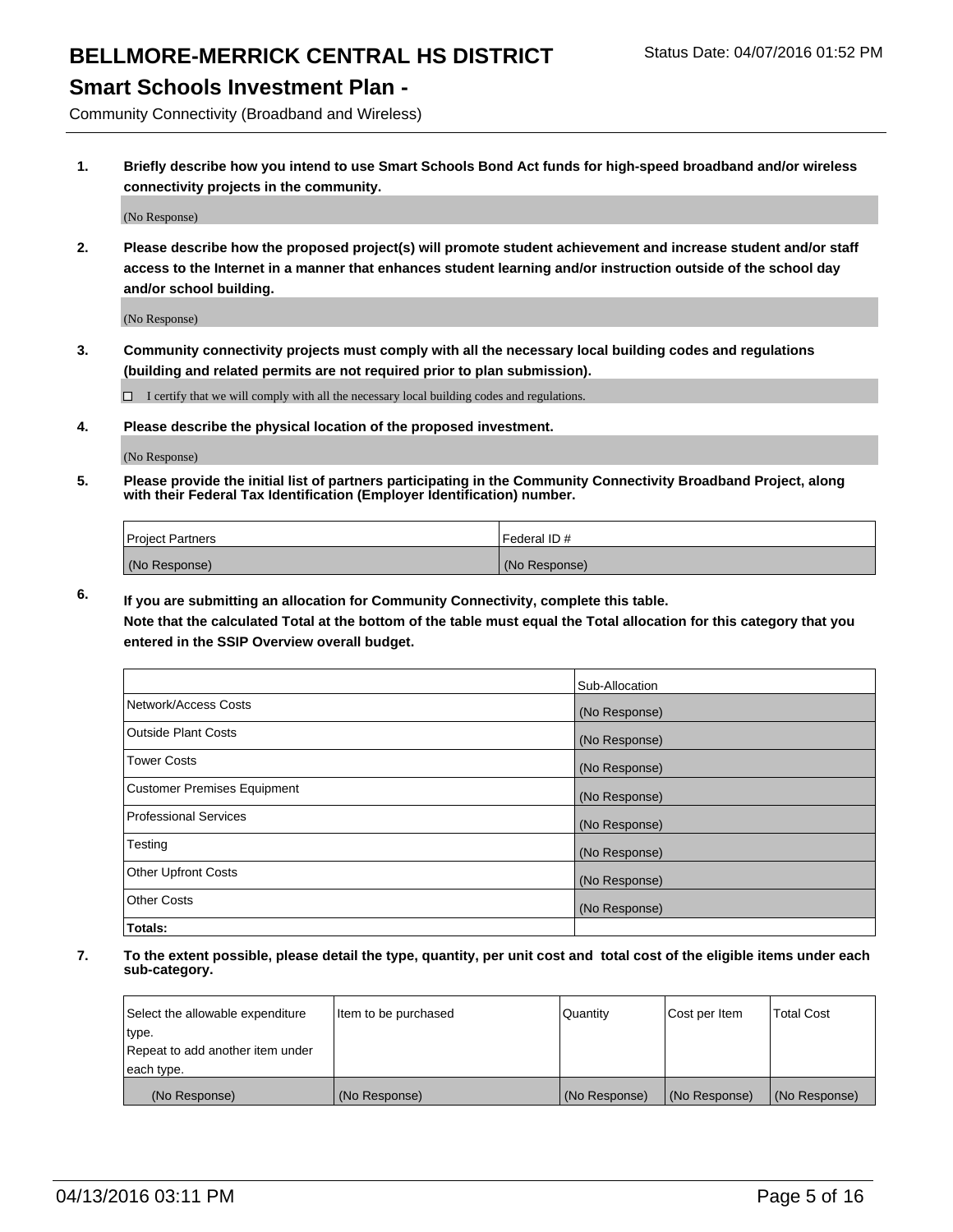# BELLMORE-MERRICK CENTRAL HS DISTRICT

Status Date: 04/07/2016 01:52 PM

## Smart Schools Investment Plan -

Community Connectivity (Broadband and Wireless)

**1. Briefly describe how you intend to use Smart Schools Bond Act funds for high-speed broadband and/or wireless connectivity projects in the community.**

(No Response)

**2. Please describe how the proposed project(s) will promote student achievement and increase student and/or staff access to the Internet in a manner that enhances student learning and/or instruction outside of the school day and/or school building.**

(No Response)

**3. Community connectivity projects must comply with all the necessary local building codes and regulations (building and related permits are not required prior to plan submission).**

☐ I certify that we will comply with all the necessary local building codes and regulations.

**4. Please describe the physical location of the proposed investment.**

(No Response)

**5. Please provide the initial list of partners participating in the Community Connectivity Broadband Project, along with their Federal Tax Identification (Employer Identification) number.**

| Project Partners | Federal ID # |
|---|---|
| (No Response) | (No Response) |

**6. If you are submitting an allocation for Community Connectivity, complete this table. Note that the calculated Total at the bottom of the table must equal the Total allocation for this category that you entered in the SSIP Overview overall budget.**

| | Sub-Allocation |
|---|---|
| Network/Access Costs | (No Response) |
| Outside Plant Costs | (No Response) |
| Tower Costs | (No Response) |
| Customer Premises Equipment | (No Response) |
| Professional Services | (No Response) |
| Testing | (No Response) |
| Other Upfront Costs | (No Response) |
| Other Costs | (No Response) |
| **Totals:** | |

**7. To the extent possible, please detail the type, quantity, per unit cost and total cost of the eligible items under each sub-category.**

| Select the allowable expenditure type. Repeat to add another item under each type. | Item to be purchased | Quantity | Cost per Item | Total Cost |
|---|---|---|---|---|
| (No Response) | (No Response) | (No Response) | (No Response) | (No Response) |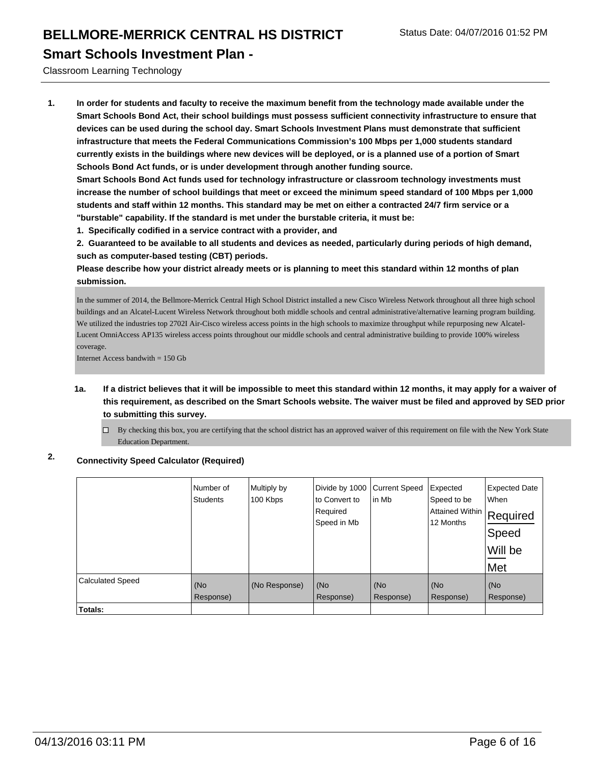# BELLMORE-MERRICK CENTRAL HS DISTRICT

## Smart Schools Investment Plan -

Classroom Learning Technology

**1. In order for students and faculty to receive the maximum benefit from the technology made available under the Smart Schools Bond Act, their school buildings must possess sufficient connectivity infrastructure to ensure that devices can be used during the school day. Smart Schools Investment Plans must demonstrate that sufficient infrastructure that meets the Federal Communications Commission's 100 Mbps per 1,000 students standard currently exists in the buildings where new devices will be deployed, or is a planned use of a portion of Smart Schools Bond Act funds, or is under development through another funding source.**

**Smart Schools Bond Act funds used for technology infrastructure or classroom technology investments must increase the number of school buildings that meet or exceed the minimum speed standard of 100 Mbps per 1,000 students and staff within 12 months. This standard may be met on either a contracted 24/7 firm service or a "burstable" capability. If the standard is met under the burstable criteria, it must be:**

**1. Specifically codified in a service contract with a provider, and**

**2. Guaranteed to be available to all students and devices as needed, particularly during periods of high demand, such as computer-based testing (CBT) periods.**

**Please describe how your district already meets or is planning to meet this standard within 12 months of plan submission.**

In the summer of 2014, the Bellmore-Merrick Central High School District installed a new Cisco Wireless Network throughout all three high school buildings and an Alcatel-Lucent Wireless Network throughout both middle schools and central administrative/alternative learning program building. We utilized the industries top 2702I Air-Cisco wireless access points in the high schools to maximize throughput while repurposing new Alcatel-Lucent OmniAccess AP135 wireless access points throughout our middle schools and central administrative building to provide 100% wireless coverage.
Internet Access bandwith = 150 Gb

**1a. If a district believes that it will be impossible to meet this standard within 12 months, it may apply for a waiver of this requirement, as described on the Smart Schools website. The waiver must be filed and approved by SED prior to submitting this survey.**

☐ By checking this box, you are certifying that the school district has an approved waiver of this requirement on file with the New York State Education Department.

**2. Connectivity Speed Calculator (Required)**

| | Number of Students | Multiply by 100 Kbps | Divide by 1000 to Convert to Required Speed in Mb | Current Speed in Mb | Expected Speed to be Attained Within 12 Months | Expected Date When Required Speed Will be Met |
|---|---|---|---|---|---|---|
| Calculated Speed | (No Response) | (No Response) | (No Response) | (No Response) | (No Response) | (No Response) |
| **Totals:** | | | | | | |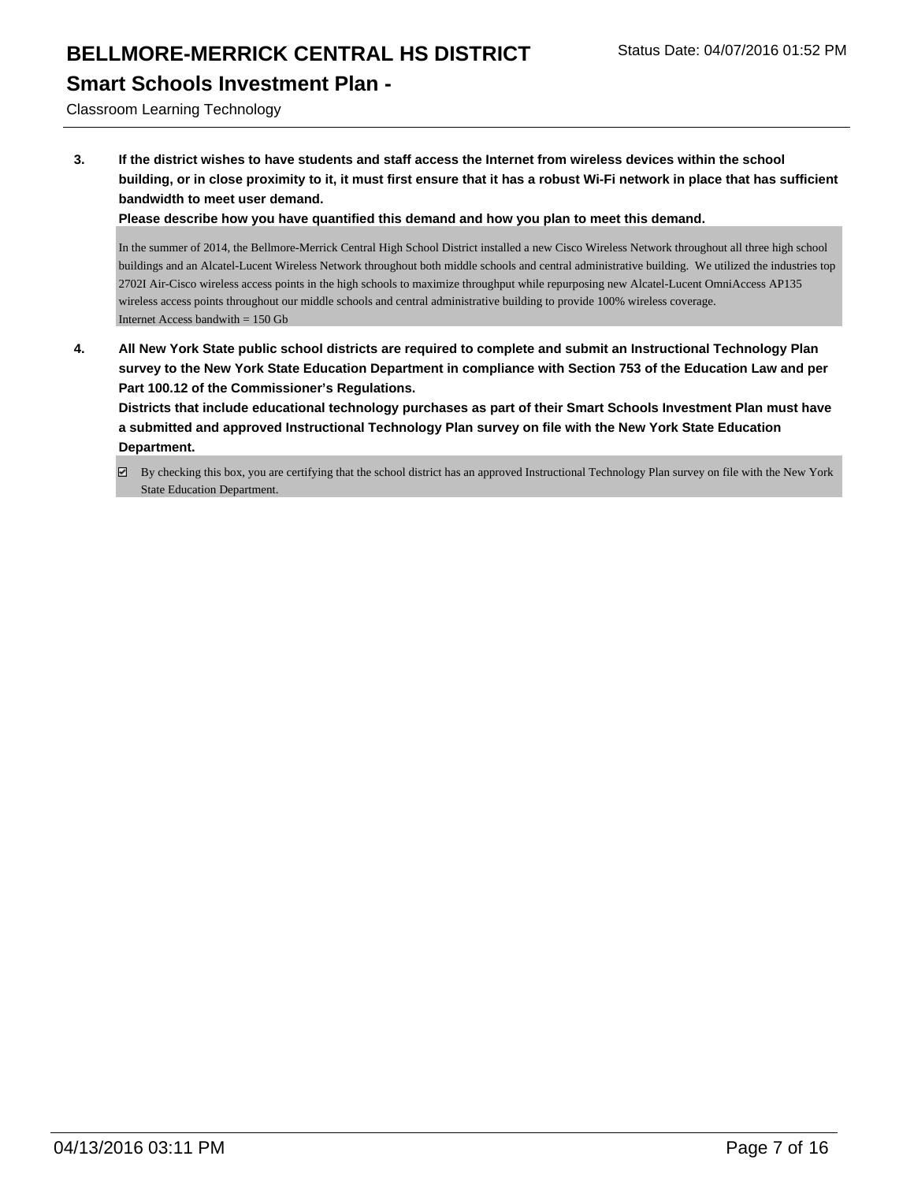# BELLMORE-MERRICK CENTRAL HS DISTRICT

Status Date: 04/07/2016 01:52 PM

## Smart Schools Investment Plan -

Classroom Learning Technology

**3. If the district wishes to have students and staff access the Internet from wireless devices within the school building, or in close proximity to it, it must first ensure that it has a robust Wi-Fi network in place that has sufficient bandwidth to meet user demand.**

**Please describe how you have quantified this demand and how you plan to meet this demand.**

In the summer of 2014, the Bellmore-Merrick Central High School District installed a new Cisco Wireless Network throughout all three high school buildings and an Alcatel-Lucent Wireless Network throughout both middle schools and central administrative building. We utilized the industries top 2702I Air-Cisco wireless access points in the high schools to maximize throughput while repurposing new Alcatel-Lucent OmniAccess AP135 wireless access points throughout our middle schools and central administrative building to provide 100% wireless coverage.
Internet Access bandwith = 150 Gb

**4. All New York State public school districts are required to complete and submit an Instructional Technology Plan survey to the New York State Education Department in compliance with Section 753 of the Education Law and per Part 100.12 of the Commissioner's Regulations.**

**Districts that include educational technology purchases as part of their Smart Schools Investment Plan must have a submitted and approved Instructional Technology Plan survey on file with the New York State Education Department.**

☑ By checking this box, you are certifying that the school district has an approved Instructional Technology Plan survey on file with the New York State Education Department.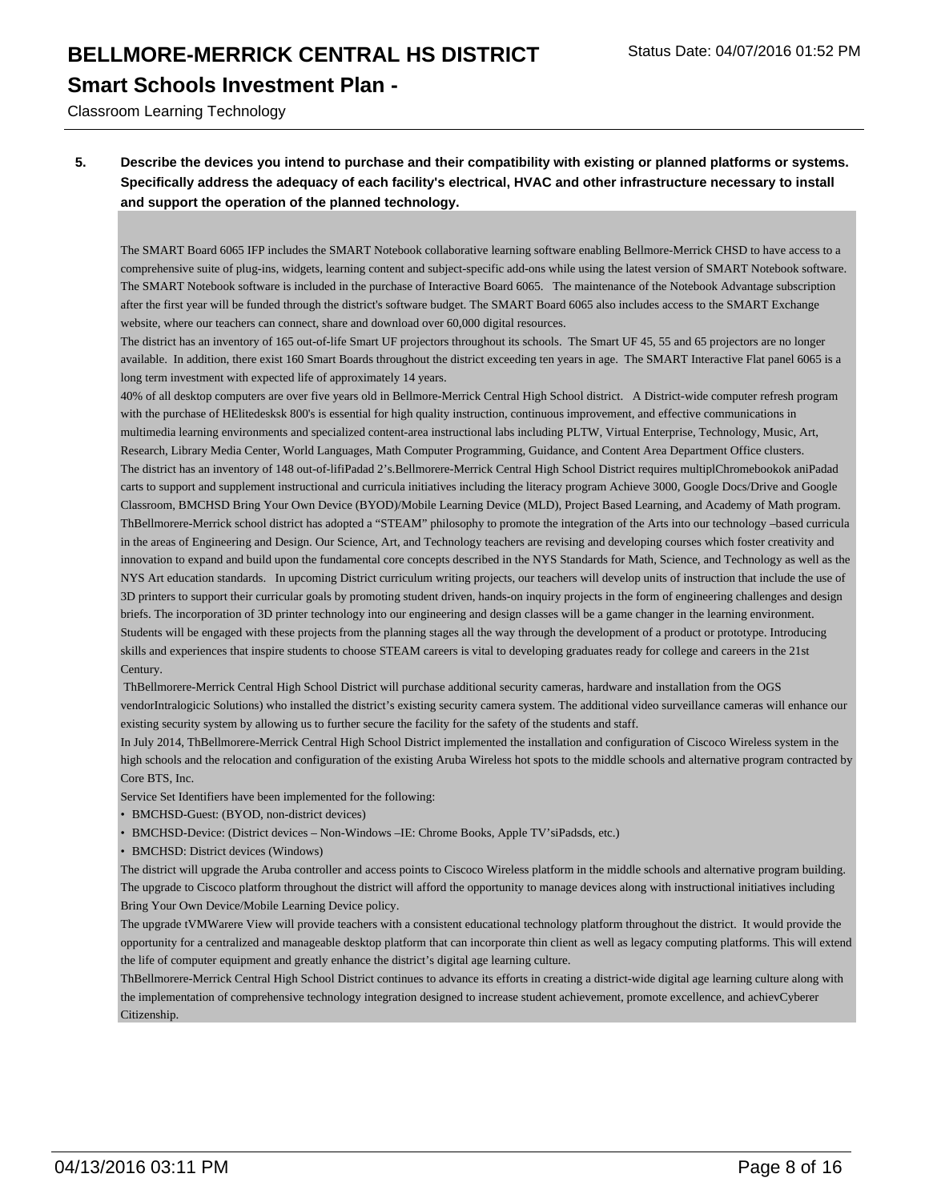Classroom Learning Technology

**5. Describe the devices you intend to purchase and their compatibility with existing or planned platforms or systems. Specifically address the adequacy of each facility's electrical, HVAC and other infrastructure necessary to install and support the operation of the planned technology.**

The SMART Board 6065 IFP includes the SMART Notebook collaborative learning software enabling Bellmore-Merrick CHSD to have access to a comprehensive suite of plug-ins, widgets, learning content and subject-specific add-ons while using the latest version of SMART Notebook software. The SMART Notebook software is included in the purchase of Interactive Board 6065. The maintenance of the Notebook Advantage subscription after the first year will be funded through the district's software budget. The SMART Board 6065 also includes access to the SMART Exchange website, where our teachers can connect, share and download over 60,000 digital resources.

The district has an inventory of 165 out-of-life Smart UF projectors throughout its schools. The Smart UF 45, 55 and 65 projectors are no longer available. In addition, there exist 160 Smart Boards throughout the district exceeding ten years in age. The SMART Interactive Flat panel 6065 is a long term investment with expected life of approximately 14 years.

40% of all desktop computers are over five years old in Bellmore-Merrick Central High School district. A District-wide computer refresh program with the purchase of HElitedesksk 800's is essential for high quality instruction, continuous improvement, and effective communications in multimedia learning environments and specialized content-area instructional labs including PLTW, Virtual Enterprise, Technology, Music, Art, Research, Library Media Center, World Languages, Math Computer Programming, Guidance, and Content Area Department Office clusters.

The district has an inventory of 148 out-of-lifiPadad 2's.Bellmorere-Merrick Central High School District requires multiplChromebookok aniPadad carts to support and supplement instructional and curricula initiatives including the literacy program Achieve 3000, Google Docs/Drive and Google Classroom, BMCHSD Bring Your Own Device (BYOD)/Mobile Learning Device (MLD), Project Based Learning, and Academy of Math program.

ThBellmorere-Merrick school district has adopted a "STEAM" philosophy to promote the integration of the Arts into our technology –based curricula in the areas of Engineering and Design. Our Science, Art, and Technology teachers are revising and developing courses which foster creativity and innovation to expand and build upon the fundamental core concepts described in the NYS Standards for Math, Science, and Technology as well as the NYS Art education standards. In upcoming District curriculum writing projects, our teachers will develop units of instruction that include the use of 3D printers to support their curricular goals by promoting student driven, hands-on inquiry projects in the form of engineering challenges and design briefs. The incorporation of 3D printer technology into our engineering and design classes will be a game changer in the learning environment. Students will be engaged with these projects from the planning stages all the way through the development of a product or prototype. Introducing skills and experiences that inspire students to choose STEAM careers is vital to developing graduates ready for college and careers in the 21st Century.

ThBellmorere-Merrick Central High School District will purchase additional security cameras, hardware and installation from the OGS vendorIntralogicic Solutions) who installed the district's existing security camera system. The additional video surveillance cameras will enhance our existing security system by allowing us to further secure the facility for the safety of the students and staff.

In July 2014, ThBellmorere-Merrick Central High School District implemented the installation and configuration of Ciscoco Wireless system in the high schools and the relocation and configuration of the existing Aruba Wireless hot spots to the middle schools and alternative program contracted by Core BTS, Inc.

Service Set Identifiers have been implemented for the following:

- BMCHSD-Guest: (BYOD, non-district devices)
- BMCHSD-Device: (District devices – Non-Windows –IE: Chrome Books, Apple TV'siPadsds, etc.)
- BMCHSD: District devices (Windows)

The district will upgrade the Aruba controller and access points to Ciscoco Wireless platform in the middle schools and alternative program building. The upgrade to Ciscoco platform throughout the district will afford the opportunity to manage devices along with instructional initiatives including Bring Your Own Device/Mobile Learning Device policy.

The upgrade tVMWarere View will provide teachers with a consistent educational technology platform throughout the district. It would provide the opportunity for a centralized and manageable desktop platform that can incorporate thin client as well as legacy computing platforms. This will extend the life of computer equipment and greatly enhance the district's digital age learning culture.

ThBellmorere-Merrick Central High School District continues to advance its efforts in creating a district-wide digital age learning culture along with the implementation of comprehensive technology integration designed to increase student achievement, promote excellence, and achievCyberer Citizenship.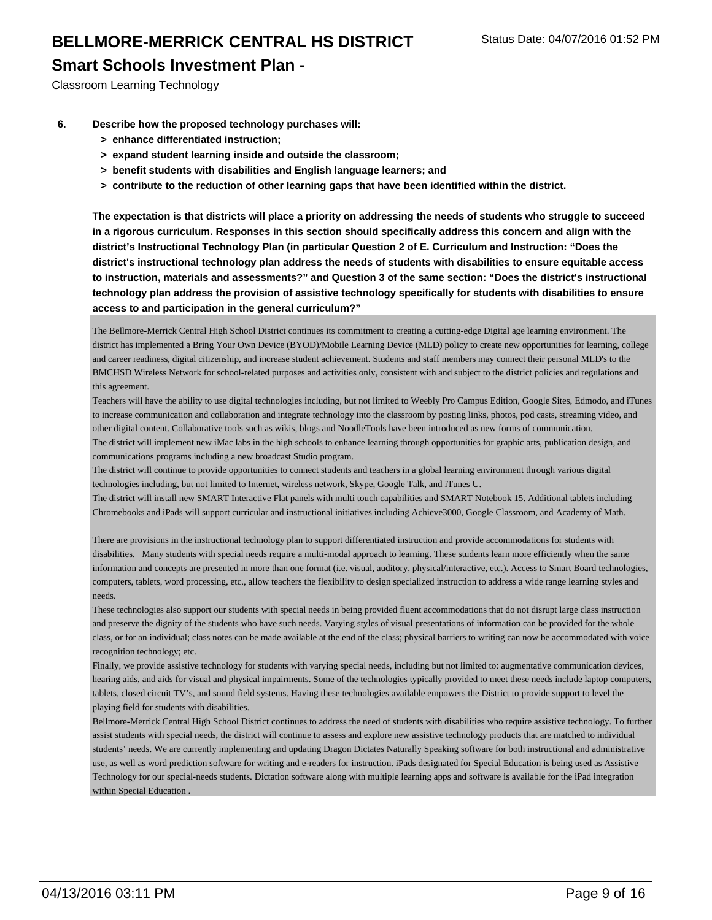# BELLMORE-MERRICK CENTRAL HS DISTRICT

Status Date: 04/07/2016 01:52 PM

## Smart Schools Investment Plan -

Classroom Learning Technology

6. **Describe how the proposed technology purchases will:**
   - **> enhance differentiated instruction;**
   - **> expand student learning inside and outside the classroom;**
   - **> benefit students with disabilities and English language learners; and**
   - **> contribute to the reduction of other learning gaps that have been identified within the district.**

   **The expectation is that districts will place a priority on addressing the needs of students who struggle to succeed in a rigorous curriculum. Responses in this section should specifically address this concern and align with the district's Instructional Technology Plan (in particular Question 2 of E. Curriculum and Instruction: "Does the district's instructional technology plan address the needs of students with disabilities to ensure equitable access to instruction, materials and assessments?" and Question 3 of the same section: "Does the district's instructional technology plan address the provision of assistive technology specifically for students with disabilities to ensure access to and participation in the general curriculum?"**

The Bellmore-Merrick Central High School District continues its commitment to creating a cutting-edge Digital age learning environment. The district has implemented a Bring Your Own Device (BYOD)/Mobile Learning Device (MLD) policy to create new opportunities for learning, college and career readiness, digital citizenship, and increase student achievement. Students and staff members may connect their personal MLD's to the BMCHSD Wireless Network for school-related purposes and activities only, consistent with and subject to the district policies and regulations and this agreement.

Teachers will have the ability to use digital technologies including, but not limited to Weebly Pro Campus Edition, Google Sites, Edmodo, and iTunes to increase communication and collaboration and integrate technology into the classroom by posting links, photos, pod casts, streaming video, and other digital content. Collaborative tools such as wikis, blogs and NoodleTools have been introduced as new forms of communication.

The district will implement new iMac labs in the high schools to enhance learning through opportunities for graphic arts, publication design, and communications programs including a new broadcast Studio program.

The district will continue to provide opportunities to connect students and teachers in a global learning environment through various digital technologies including, but not limited to Internet, wireless network, Skype, Google Talk, and iTunes U.

The district will install new SMART Interactive Flat panels with multi touch capabilities and SMART Notebook 15. Additional tablets including Chromebooks and iPads will support curricular and instructional initiatives including Achieve3000, Google Classroom, and Academy of Math.

There are provisions in the instructional technology plan to support differentiated instruction and provide accommodations for students with disabilities. Many students with special needs require a multi-modal approach to learning. These students learn more efficiently when the same information and concepts are presented in more than one format (i.e. visual, auditory, physical/interactive, etc.). Access to Smart Board technologies, computers, tablets, word processing, etc., allow teachers the flexibility to design specialized instruction to address a wide range learning styles and needs.

These technologies also support our students with special needs in being provided fluent accommodations that do not disrupt large class instruction and preserve the dignity of the students who have such needs. Varying styles of visual presentations of information can be provided for the whole class, or for an individual; class notes can be made available at the end of the class; physical barriers to writing can now be accommodated with voice recognition technology; etc.

Finally, we provide assistive technology for students with varying special needs, including but not limited to: augmentative communication devices, hearing aids, and aids for visual and physical impairments. Some of the technologies typically provided to meet these needs include laptop computers, tablets, closed circuit TV's, and sound field systems. Having these technologies available empowers the District to provide support to level the playing field for students with disabilities.

Bellmore-Merrick Central High School District continues to address the need of students with disabilities who require assistive technology. To further assist students with special needs, the district will continue to assess and explore new assistive technology products that are matched to individual students' needs. We are currently implementing and updating Dragon Dictates Naturally Speaking software for both instructional and administrative use, as well as word prediction software for writing and e-readers for instruction. iPads designated for Special Education is being used as Assistive Technology for our special-needs students. Dictation software along with multiple learning apps and software is available for the iPad integration within Special Education .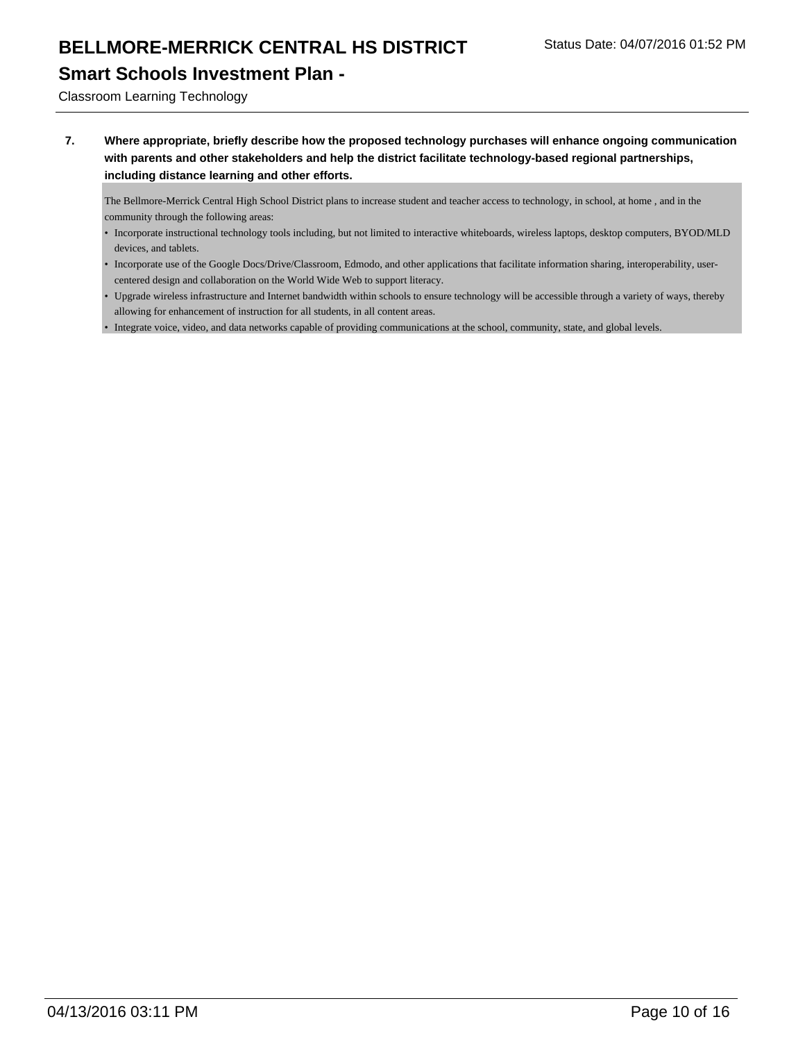**7. Where appropriate, briefly describe how the proposed technology purchases will enhance ongoing communication with parents and other stakeholders and help the district facilitate technology-based regional partnerships, including distance learning and other efforts.**

The Bellmore-Merrick Central High School District plans to increase student and teacher access to technology, in school, at home , and in the community through the following areas:

- Incorporate instructional technology tools including, but not limited to interactive whiteboards, wireless laptops, desktop computers, BYOD/MLD devices, and tablets.
- Incorporate use of the Google Docs/Drive/Classroom, Edmodo, and other applications that facilitate information sharing, interoperability, user-centered design and collaboration on the World Wide Web to support literacy.
- Upgrade wireless infrastructure and Internet bandwidth within schools to ensure technology will be accessible through a variety of ways, thereby allowing for enhancement of instruction for all students, in all content areas.
- Integrate voice, video, and data networks capable of providing communications at the school, community, state, and global levels.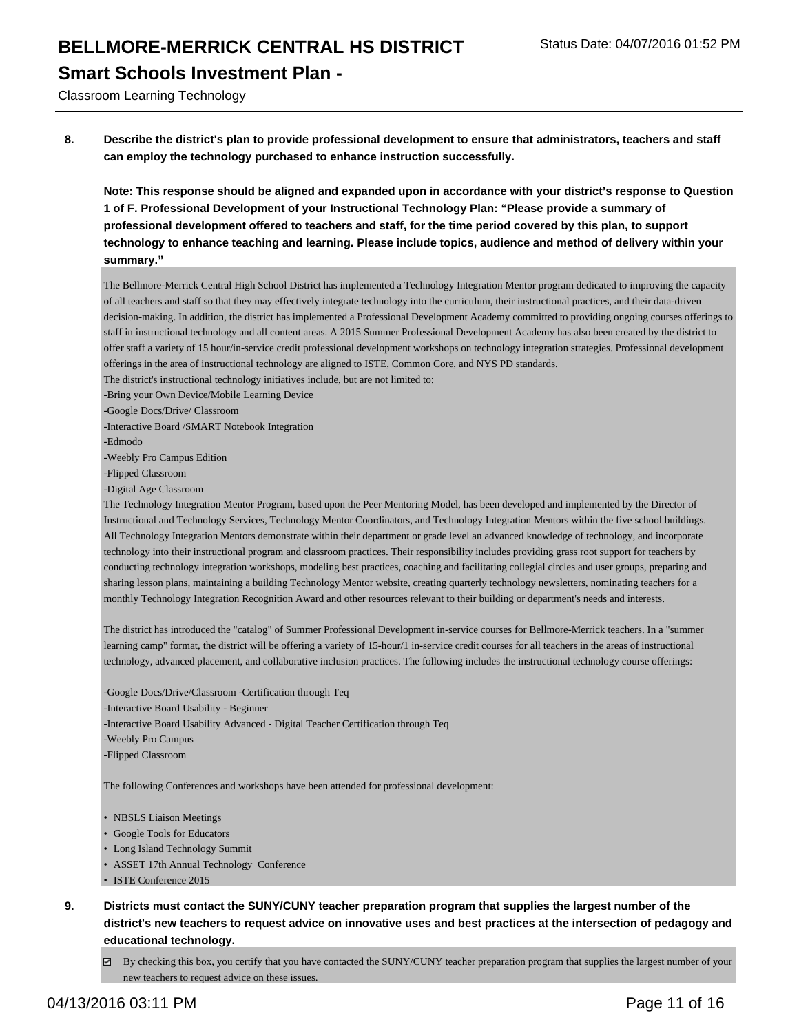**8. Describe the district's plan to provide professional development to ensure that administrators, teachers and staff can employ the technology purchased to enhance instruction successfully.**

**Note: This response should be aligned and expanded upon in accordance with your district's response to Question 1 of F. Professional Development of your Instructional Technology Plan: "Please provide a summary of professional development offered to teachers and staff, for the time period covered by this plan, to support technology to enhance teaching and learning. Please include topics, audience and method of delivery within your summary."**

The Bellmore-Merrick Central High School District has implemented a Technology Integration Mentor program dedicated to improving the capacity of all teachers and staff so that they may effectively integrate technology into the curriculum, their instructional practices, and their data-driven decision-making. In addition, the district has implemented a Professional Development Academy committed to providing ongoing courses offerings to staff in instructional technology and all content areas. A 2015 Summer Professional Development Academy has also been created by the district to offer staff a variety of 15 hour/in-service credit professional development workshops on technology integration strategies. Professional development offerings in the area of instructional technology are aligned to ISTE, Common Core, and NYS PD standards.
The district's instructional technology initiatives include, but are not limited to:
-Bring your Own Device/Mobile Learning Device
-Google Docs/Drive/ Classroom
-Interactive Board /SMART Notebook Integration
-Edmodo
-Weebly Pro Campus Edition
-Flipped Classroom
-Digital Age Classroom
The Technology Integration Mentor Program, based upon the Peer Mentoring Model, has been developed and implemented by the Director of Instructional and Technology Services, Technology Mentor Coordinators, and Technology Integration Mentors within the five school buildings. All Technology Integration Mentors demonstrate within their department or grade level an advanced knowledge of technology, and incorporate technology into their instructional program and classroom practices. Their responsibility includes providing grass root support for teachers by conducting technology integration workshops, modeling best practices, coaching and facilitating collegial circles and user groups, preparing and sharing lesson plans, maintaining a building Technology Mentor website, creating quarterly technology newsletters, nominating teachers for a monthly Technology Integration Recognition Award and other resources relevant to their building or department's needs and interests.

The district has introduced the "catalog" of Summer Professional Development in-service courses for Bellmore-Merrick teachers. In a "summer learning camp" format, the district will be offering a variety of 15-hour/1 in-service credit courses for all teachers in the areas of instructional technology, advanced placement, and collaborative inclusion practices. The following includes the instructional technology course offerings:

-Google Docs/Drive/Classroom -Certification through Teq
-Interactive Board Usability - Beginner
-Interactive Board Usability Advanced - Digital Teacher Certification through Teq
-Weebly Pro Campus
-Flipped Classroom

The following Conferences and workshops have been attended for professional development:

- NBSLS Liaison Meetings
- Google Tools for Educators
- Long Island Technology Summit
- ASSET 17th Annual Technology Conference
- ISTE Conference 2015

**9. Districts must contact the SUNY/CUNY teacher preparation program that supplies the largest number of the district's new teachers to request advice on innovative uses and best practices at the intersection of pedagogy and educational technology.**

☑ By checking this box, you certify that you have contacted the SUNY/CUNY teacher preparation program that supplies the largest number of your new teachers to request advice on these issues.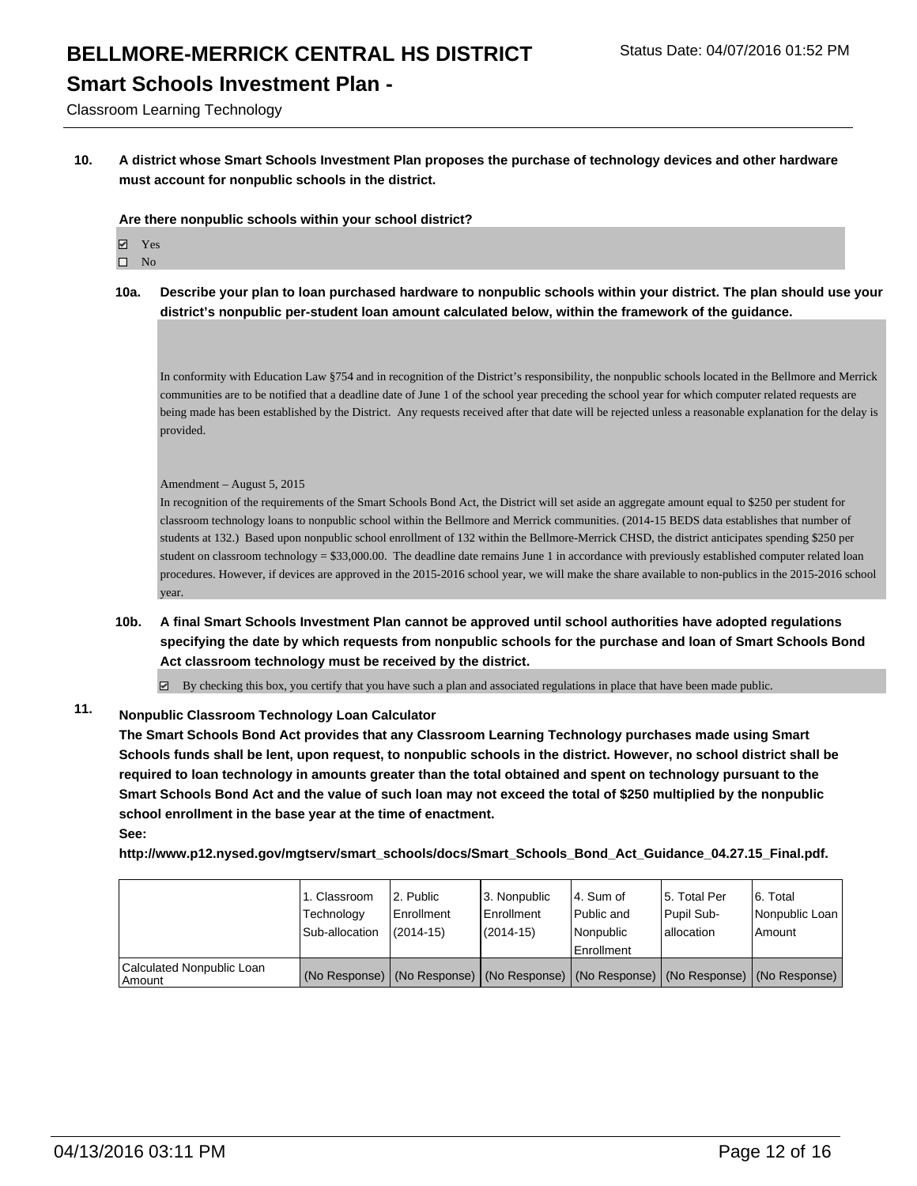**10. A district whose Smart Schools Investment Plan proposes the purchase of technology devices and other hardware must account for nonpublic schools in the district.**

**Are there nonpublic schools within your school district?**

- ☑ Yes
- ☐ No

**10a. Describe your plan to loan purchased hardware to nonpublic schools within your district. The plan should use your district's nonpublic per-student loan amount calculated below, within the framework of the guidance.**

In conformity with Education Law §754 and in recognition of the District's responsibility, the nonpublic schools located in the Bellmore and Merrick communities are to be notified that a deadline date of June 1 of the school year preceding the school year for which computer related requests are being made has been established by the District. Any requests received after that date will be rejected unless a reasonable explanation for the delay is provided.

Amendment – August 5, 2015

In recognition of the requirements of the Smart Schools Bond Act, the District will set aside an aggregate amount equal to $250 per student for classroom technology loans to nonpublic school within the Bellmore and Merrick communities. (2014-15 BEDS data establishes that number of students at 132.) Based upon nonpublic school enrollment of 132 within the Bellmore-Merrick CHSD, the district anticipates spending $250 per student on classroom technology = $33,000.00. The deadline date remains June 1 in accordance with previously established computer related loan procedures. However, if devices are approved in the 2015-2016 school year, we will make the share available to non-publics in the 2015-2016 school year.

**10b. A final Smart Schools Investment Plan cannot be approved until school authorities have adopted regulations specifying the date by which requests from nonpublic schools for the purchase and loan of Smart Schools Bond Act classroom technology must be received by the district.**

☑ By checking this box, you certify that you have such a plan and associated regulations in place that have been made public.

**11. Nonpublic Classroom Technology Loan Calculator**

**The Smart Schools Bond Act provides that any Classroom Learning Technology purchases made using Smart Schools funds shall be lent, upon request, to nonpublic schools in the district. However, no school district shall be required to loan technology in amounts greater than the total obtained and spent on technology pursuant to the Smart Schools Bond Act and the value of such loan may not exceed the total of $250 multiplied by the nonpublic school enrollment in the base year at the time of enactment.**

**See:**

**http://www.p12.nysed.gov/mgtserv/smart_schools/docs/Smart_Schools_Bond_Act_Guidance_04.27.15_Final.pdf.**

| | 1. Classroom Technology Sub-allocation | 2. Public Enrollment (2014-15) | 3. Nonpublic Enrollment (2014-15) | 4. Sum of Public and Nonpublic Enrollment | 5. Total Per Pupil Sub-allocation | 6. Total Nonpublic Loan Amount |
|---|---|---|---|---|---|---|
| Calculated Nonpublic Loan Amount | (No Response) | (No Response) | (No Response) | (No Response) | (No Response) | (No Response) |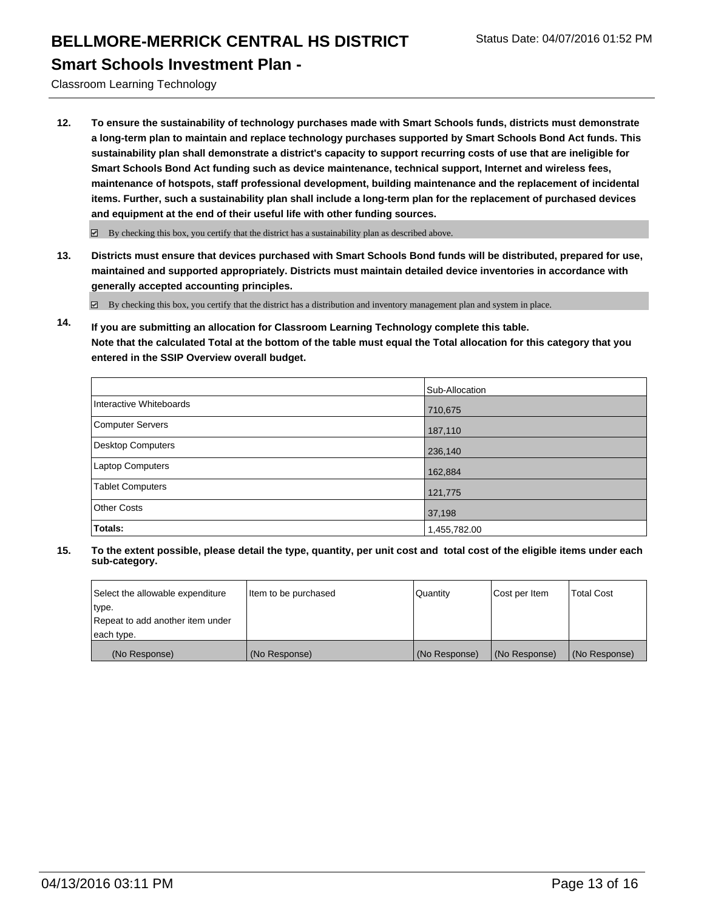# BELLMORE-MERRICK CENTRAL HS DISTRICT

Status Date: 04/07/2016 01:52 PM

## Smart Schools Investment Plan -

Classroom Learning Technology

**12. To ensure the sustainability of technology purchases made with Smart Schools funds, districts must demonstrate a long-term plan to maintain and replace technology purchases supported by Smart Schools Bond Act funds. This sustainability plan shall demonstrate a district's capacity to support recurring costs of use that are ineligible for Smart Schools Bond Act funding such as device maintenance, technical support, Internet and wireless fees, maintenance of hotspots, staff professional development, building maintenance and the replacement of incidental items. Further, such a sustainability plan shall include a long-term plan for the replacement of purchased devices and equipment at the end of their useful life with other funding sources.**

☑ By checking this box, you certify that the district has a sustainability plan as described above.

**13. Districts must ensure that devices purchased with Smart Schools Bond funds will be distributed, prepared for use, maintained and supported appropriately. Districts must maintain detailed device inventories in accordance with generally accepted accounting principles.**

☑ By checking this box, you certify that the district has a distribution and inventory management plan and system in place.

**14. If you are submitting an allocation for Classroom Learning Technology complete this table. Note that the calculated Total at the bottom of the table must equal the Total allocation for this category that you entered in the SSIP Overview overall budget.**

| | Sub-Allocation |
|---|---|
| Interactive Whiteboards | 710,675 |
| Computer Servers | 187,110 |
| Desktop Computers | 236,140 |
| Laptop Computers | 162,884 |
| Tablet Computers | 121,775 |
| Other Costs | 37,198 |
| **Totals:** | 1,455,782.00 |

**15. To the extent possible, please detail the type, quantity, per unit cost and total cost of the eligible items under each sub-category.**

| Select the allowable expenditure type. Repeat to add another item under each type. | Item to be purchased | Quantity | Cost per Item | Total Cost |
|---|---|---|---|---|
| (No Response) | (No Response) | (No Response) | (No Response) | (No Response) |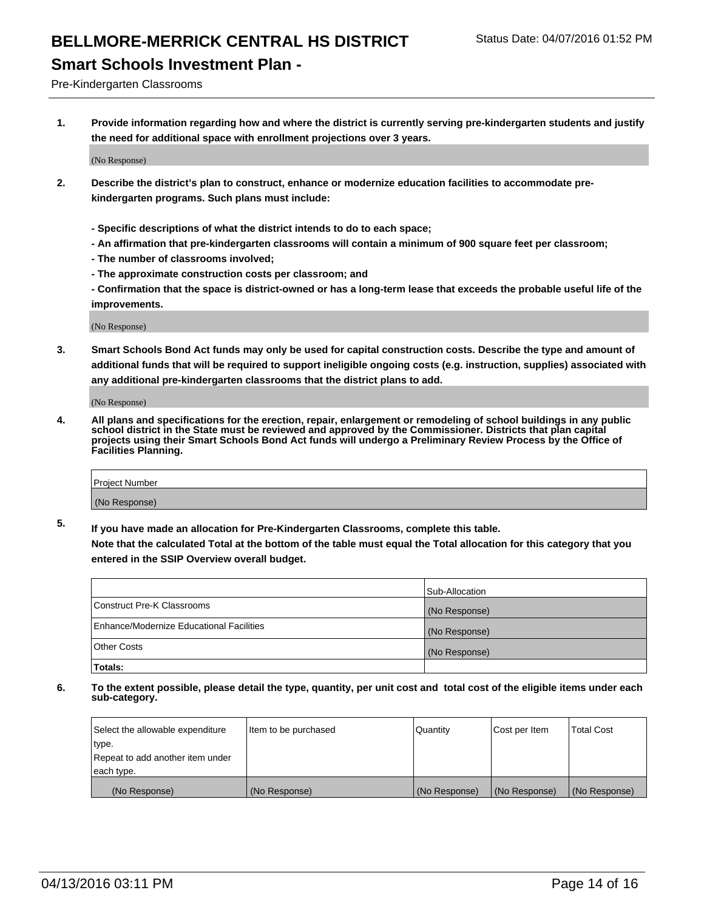# BELLMORE-MERRICK CENTRAL HS DISTRICT

Status Date: 04/07/2016 01:52 PM

## Smart Schools Investment Plan -

Pre-Kindergarten Classrooms

**1. Provide information regarding how and where the district is currently serving pre-kindergarten students and justify the need for additional space with enrollment projections over 3 years.**

(No Response)

**2. Describe the district's plan to construct, enhance or modernize education facilities to accommodate pre-kindergarten programs. Such plans must include:**

**- Specific descriptions of what the district intends to do to each space;**
**- An affirmation that pre-kindergarten classrooms will contain a minimum of 900 square feet per classroom;**
**- The number of classrooms involved;**
**- The approximate construction costs per classroom; and**
**- Confirmation that the space is district-owned or has a long-term lease that exceeds the probable useful life of the improvements.**

(No Response)

**3. Smart Schools Bond Act funds may only be used for capital construction costs. Describe the type and amount of additional funds that will be required to support ineligible ongoing costs (e.g. instruction, supplies) associated with any additional pre-kindergarten classrooms that the district plans to add.**

(No Response)

**4. All plans and specifications for the erection, repair, enlargement or remodeling of school buildings in any public school district in the State must be reviewed and approved by the Commissioner. Districts that plan capital projects using their Smart Schools Bond Act funds will undergo a Preliminary Review Process by the Office of Facilities Planning.**

| Project Number |
|---|
| (No Response) |

**5. If you have made an allocation for Pre-Kindergarten Classrooms, complete this table.**
**Note that the calculated Total at the bottom of the table must equal the Total allocation for this category that you entered in the SSIP Overview overall budget.**

| | Sub-Allocation |
|---|---|
| Construct Pre-K Classrooms | (No Response) |
| Enhance/Modernize Educational Facilities | (No Response) |
| Other Costs | (No Response) |
| **Totals:** | |

**6. To the extent possible, please detail the type, quantity, per unit cost and total cost of the eligible items under each sub-category.**

| Select the allowable expenditure type. Repeat to add another item under each type. | Item to be purchased | Quantity | Cost per Item | Total Cost |
|---|---|---|---|---|
| (No Response) | (No Response) | (No Response) | (No Response) | (No Response) |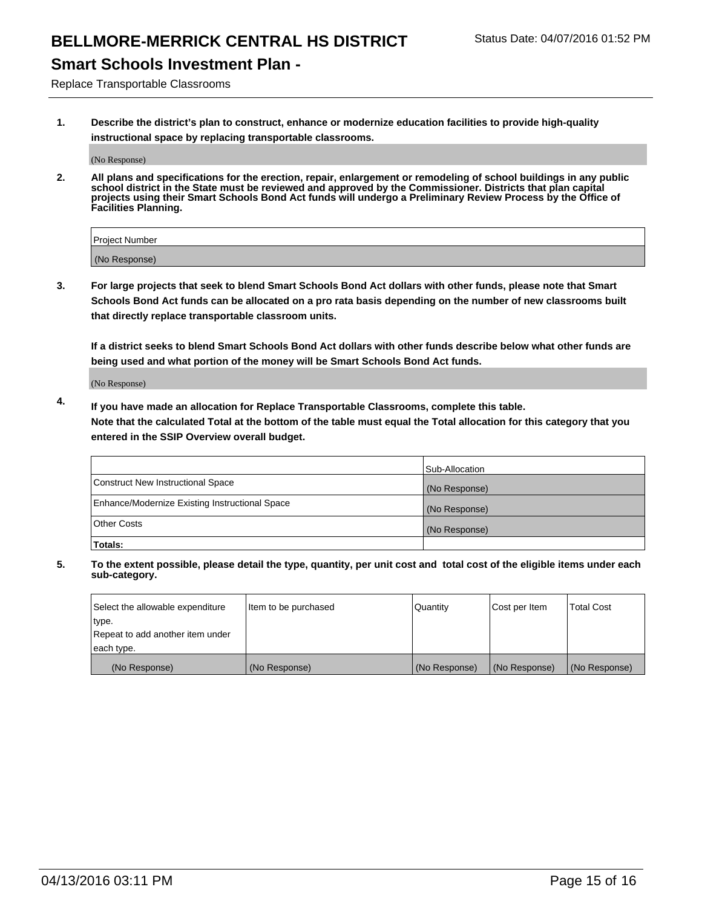# BELLMORE-MERRICK CENTRAL HS DISTRICT

Status Date: 04/07/2016 01:52 PM

## Smart Schools Investment Plan -

Replace Transportable Classrooms

**1. Describe the district's plan to construct, enhance or modernize education facilities to provide high-quality instructional space by replacing transportable classrooms.**

(No Response)

**2. All plans and specifications for the erection, repair, enlargement or remodeling of school buildings in any public school district in the State must be reviewed and approved by the Commissioner. Districts that plan capital projects using their Smart Schools Bond Act funds will undergo a Preliminary Review Process by the Office of Facilities Planning.**

| Project Number |
|---|
| (No Response) |

**3. For large projects that seek to blend Smart Schools Bond Act dollars with other funds, please note that Smart Schools Bond Act funds can be allocated on a pro rata basis depending on the number of new classrooms built that directly replace transportable classroom units.**

**If a district seeks to blend Smart Schools Bond Act dollars with other funds describe below what other funds are being used and what portion of the money will be Smart Schools Bond Act funds.**

(No Response)

**4. If you have made an allocation for Replace Transportable Classrooms, complete this table. Note that the calculated Total at the bottom of the table must equal the Total allocation for this category that you entered in the SSIP Overview overall budget.**

| | Sub-Allocation |
|---|---|
| Construct New Instructional Space | (No Response) |
| Enhance/Modernize Existing Instructional Space | (No Response) |
| Other Costs | (No Response) |
| **Totals:** | |

**5. To the extent possible, please detail the type, quantity, per unit cost and total cost of the eligible items under each sub-category.**

| Select the allowable expenditure type. Repeat to add another item under each type. | Item to be purchased | Quantity | Cost per Item | Total Cost |
|---|---|---|---|---|
| (No Response) | (No Response) | (No Response) | (No Response) | (No Response) |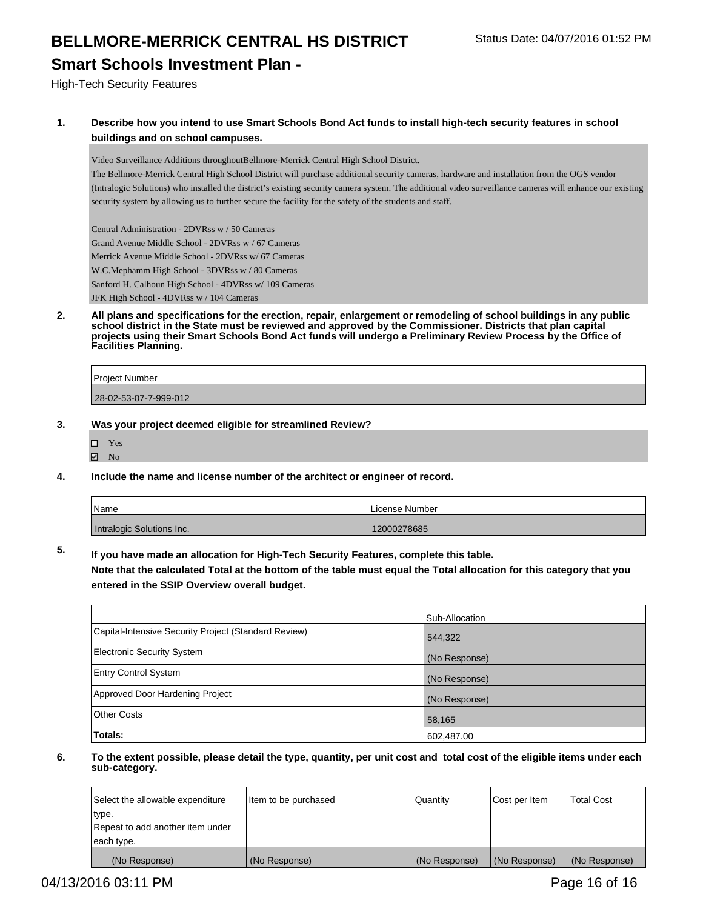# BELLMORE-MERRICK CENTRAL HS DISTRICT

Status Date: 04/07/2016 01:52 PM

## Smart Schools Investment Plan -

High-Tech Security Features

**1. Describe how you intend to use Smart Schools Bond Act funds to install high-tech security features in school buildings and on school campuses.**

Video Surveillance Additions throughoutBellmore-Merrick Central High School District.
The Bellmore-Merrick Central High School District will purchase additional security cameras, hardware and installation from the OGS vendor (Intralogic Solutions) who installed the district's existing security camera system. The additional video surveillance cameras will enhance our existing security system by allowing us to further secure the facility for the safety of the students and staff.

Central Administration - 2DVRss w / 50 Cameras
Grand Avenue Middle School - 2DVRss w / 67 Cameras
Merrick Avenue Middle School - 2DVRss w/ 67 Cameras
W.C.Mephamm High School - 3DVRss w / 80 Cameras
Sanford H. Calhoun High School - 4DVRss w/ 109 Cameras
JFK High School - 4DVRss w / 104 Cameras

**2. All plans and specifications for the erection, repair, enlargement or remodeling of school buildings in any public school district in the State must be reviewed and approved by the Commissioner. Districts that plan capital projects using their Smart Schools Bond Act funds will undergo a Preliminary Review Process by the Office of Facilities Planning.**

| Project Number |
|---|
| 28-02-53-07-7-999-012 |

**3. Was your project deemed eligible for streamlined Review?**

- ☐ Yes
- ☑ No

**4. Include the name and license number of the architect or engineer of record.**

| Name | License Number |
|---|---|
| Intralogic Solutions Inc. | 12000278685 |

**5. If you have made an allocation for High-Tech Security Features, complete this table.**
**Note that the calculated Total at the bottom of the table must equal the Total allocation for this category that you entered in the SSIP Overview overall budget.**

| | Sub-Allocation |
|---|---|
| Capital-Intensive Security Project (Standard Review) | 544,322 |
| Electronic Security System | (No Response) |
| Entry Control System | (No Response) |
| Approved Door Hardening Project | (No Response) |
| Other Costs | 58,165 |
| **Totals:** | 602,487.00 |

**6. To the extent possible, please detail the type, quantity, per unit cost and total cost of the eligible items under each sub-category.**

| Select the allowable expenditure type. Repeat to add another item under each type. | Item to be purchased | Quantity | Cost per Item | Total Cost |
|---|---|---|---|---|
| (No Response) | (No Response) | (No Response) | (No Response) | (No Response) |

04/13/2016 03:11 PM